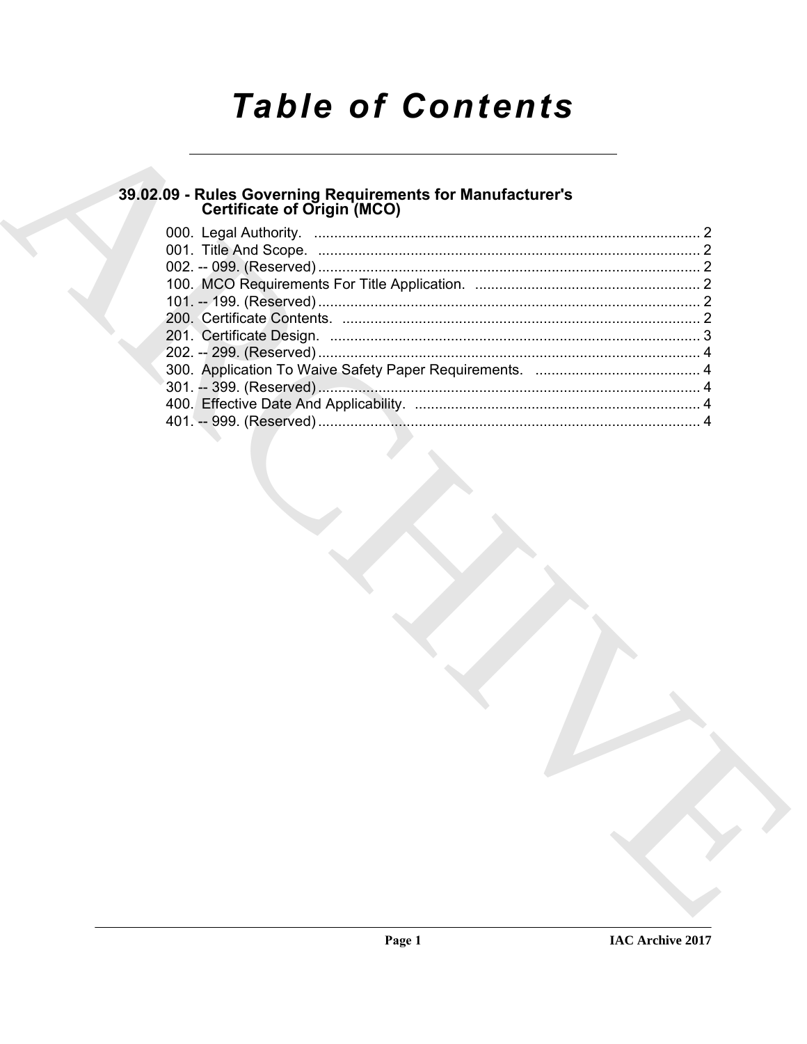# Table of Contents

## 39.02.09 - Rules Governing Requirements for Manufacturer's Certificate of Origin (MCO)

000. Legal Authority. ........................................................................................ 2
001. Title And Scope. ........................................................................................ 2
002. -- 099. (Reserved) ........................................................................................ 2
100. MCO Requirements For Title Application. ........................................................ 2
101. -- 199. (Reserved) ........................................................................................ 2
200. Certificate Contents. ........................................................................................ 2
201. Certificate Design. ........................................................................................ 3
202. -- 299. (Reserved) ........................................................................................ 4
300. Application To Waive Safety Paper Requirements. ........................................... 4
301. -- 399. (Reserved) ........................................................................................ 4
400. Effective Date And Applicability. ........................................................................ 4
401. -- 999. (Reserved) ........................................................................................ 4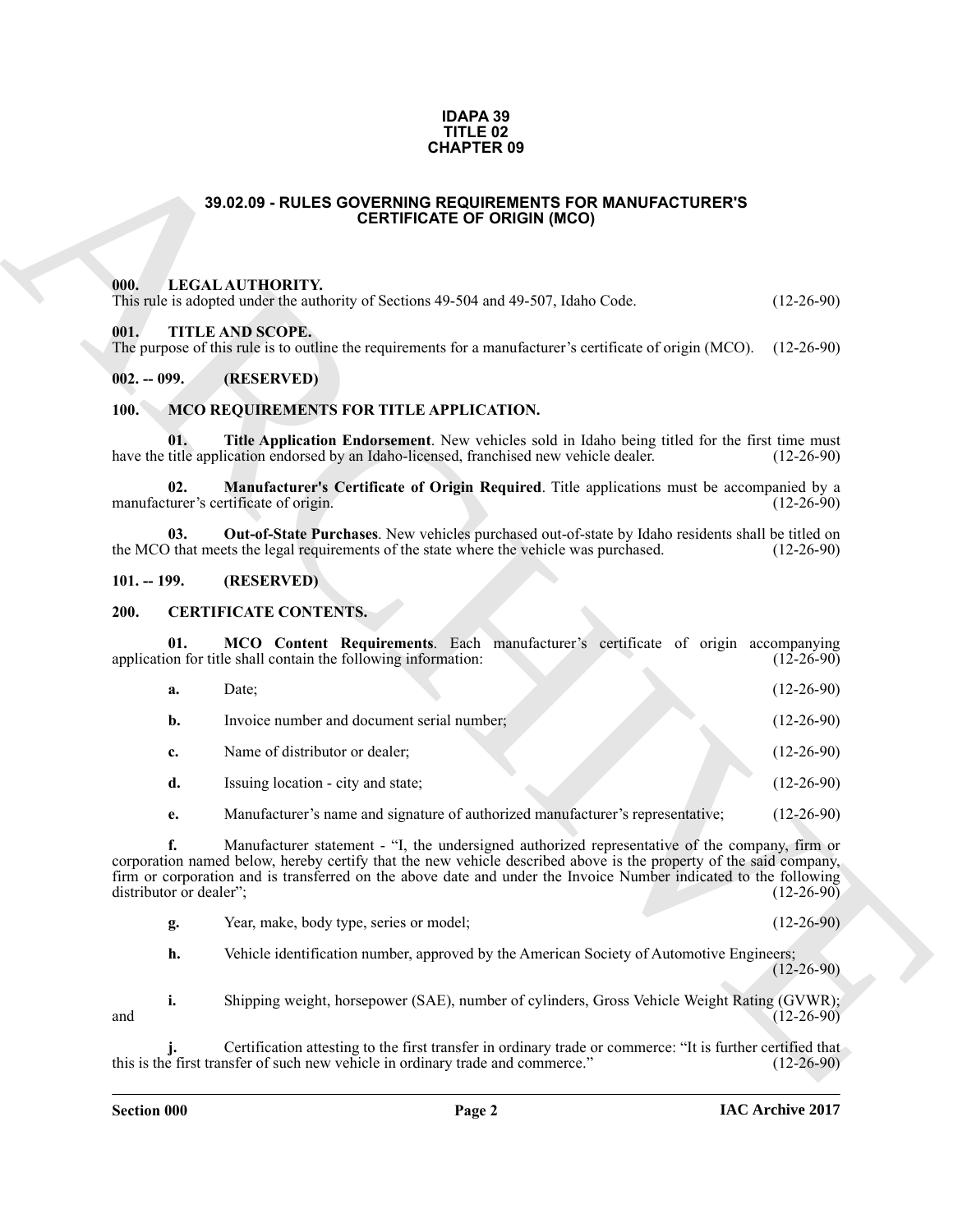# IDAPA 39
# TITLE 02
# CHAPTER 09

## 39.02.09 - RULES GOVERNING REQUIREMENTS FOR MANUFACTURER'S CERTIFICATE OF ORIGIN (MCO)

### 000. LEGAL AUTHORITY.

This rule is adopted under the authority of Sections 49-504 and 49-507, Idaho Code. (12-26-90)

### 001. TITLE AND SCOPE.

The purpose of this rule is to outline the requirements for a manufacturer's certificate of origin (MCO). (12-26-90)

### 002. -- 099. (RESERVED)

### 100. MCO REQUIREMENTS FOR TITLE APPLICATION.

**01. Title Application Endorsement**. New vehicles sold in Idaho being titled for the first time must have the title application endorsed by an Idaho-licensed, franchised new vehicle dealer. (12-26-90)

**02. Manufacturer's Certificate of Origin Required**. Title applications must be accompanied by a manufacturer's certificate of origin. (12-26-90)

**03. Out-of-State Purchases**. New vehicles purchased out-of-state by Idaho residents shall be titled on the MCO that meets the legal requirements of the state where the vehicle was purchased. (12-26-90)

### 101. -- 199. (RESERVED)

### 200. CERTIFICATE CONTENTS.

**01. MCO Content Requirements**. Each manufacturer's certificate of origin accompanying application for title shall contain the following information: (12-26-90)

**a.** Date; (12-26-90)

**b.** Invoice number and document serial number; (12-26-90)

**c.** Name of distributor or dealer; (12-26-90)

**d.** Issuing location - city and state; (12-26-90)

**e.** Manufacturer's name and signature of authorized manufacturer's representative; (12-26-90)

**f.** Manufacturer statement - "I, the undersigned authorized representative of the company, firm or corporation named below, hereby certify that the new vehicle described above is the property of the said company, firm or corporation and is transferred on the above date and under the Invoice Number indicated to the following distributor or dealer"; (12-26-90)

**g.** Year, make, body type, series or model; (12-26-90)

**h.** Vehicle identification number, approved by the American Society of Automotive Engineers; (12-26-90)

**i.** Shipping weight, horsepower (SAE), number of cylinders, Gross Vehicle Weight Rating (GVWR); and (12-26-90)

**j.** Certification attesting to the first transfer in ordinary trade or commerce: "It is further certified that this is the first transfer of such new vehicle in ordinary trade and commerce." (12-26-90)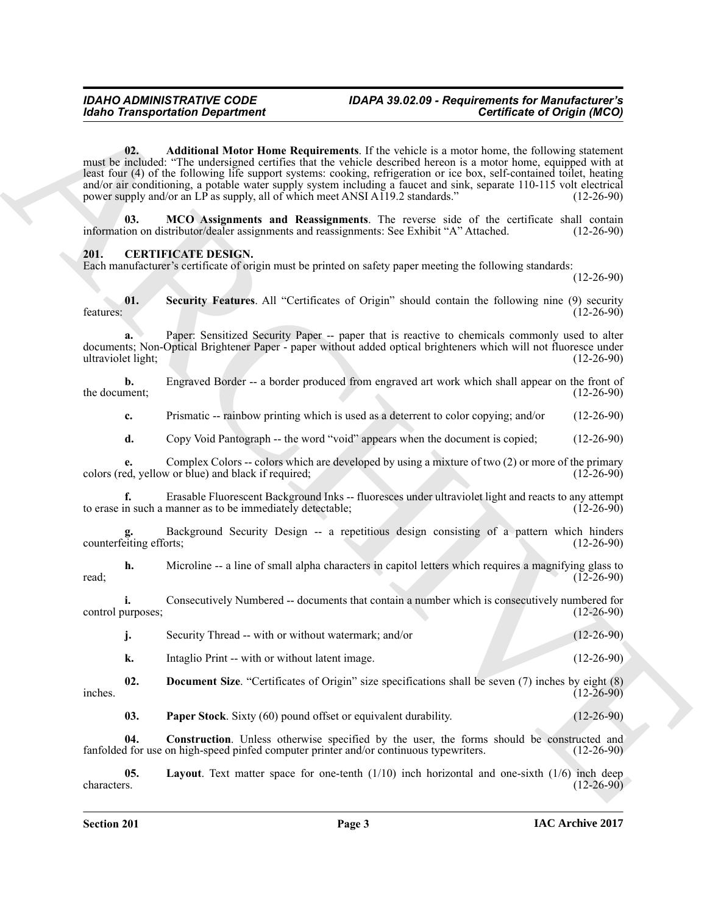**02. Additional Motor Home Requirements**. If the vehicle is a motor home, the following statement must be included: "The undersigned certifies that the vehicle described hereon is a motor home, equipped with at least four (4) of the following life support systems: cooking, refrigeration or ice box, self-contained toilet, heating and/or air conditioning, a potable water supply system including a faucet and sink, separate 110-115 volt electrical power supply and/or an LP as supply, all of which meet ANSI A119.2 standards." (12-26-90)

**03. MCO Assignments and Reassignments**. The reverse side of the certificate shall contain information on distributor/dealer assignments and reassignments: See Exhibit "A" Attached. (12-26-90)

## 201. CERTIFICATE DESIGN.

Each manufacturer's certificate of origin must be printed on safety paper meeting the following standards: (12-26-90)

**01. Security Features**. All "Certificates of Origin" should contain the following nine (9) security features: (12-26-90)

**a.** Paper: Sensitized Security Paper -- paper that is reactive to chemicals commonly used to alter documents; Non-Optical Brightener Paper - paper without added optical brighteners which will not fluoresce under ultraviolet light; (12-26-90)

**b.** Engraved Border -- a border produced from engraved art work which shall appear on the front of the document; (12-26-90)

**c.** Prismatic -- rainbow printing which is used as a deterrent to color copying; and/or (12-26-90)

**d.** Copy Void Pantograph -- the word "void" appears when the document is copied; (12-26-90)

**e.** Complex Colors -- colors which are developed by using a mixture of two (2) or more of the primary colors (red, yellow or blue) and black if required; (12-26-90)

**f.** Erasable Fluorescent Background Inks -- fluoresces under ultraviolet light and reacts to any attempt to erase in such a manner as to be immediately detectable; (12-26-90)

**g.** Background Security Design -- a repetitious design consisting of a pattern which hinders counterfeiting efforts; (12-26-90)

**h.** Microline -- a line of small alpha characters in capitol letters which requires a magnifying glass to read; (12-26-90)

**i.** Consecutively Numbered -- documents that contain a number which is consecutively numbered for control purposes; (12-26-90)

**j.** Security Thread -- with or without watermark; and/or (12-26-90)

**k.** Intaglio Print -- with or without latent image. (12-26-90)

**02. Document Size**. "Certificates of Origin" size specifications shall be seven (7) inches by eight (8) inches. (12-26-90)

**03. Paper Stock**. Sixty (60) pound offset or equivalent durability. (12-26-90)

**04. Construction**. Unless otherwise specified by the user, the forms should be constructed and fanfolded for use on high-speed pinfed computer printer and/or continuous typewriters. (12-26-90)

**05. Layout**. Text matter space for one-tenth (1/10) inch horizontal and one-sixth (1/6) inch deep characters. (12-26-90)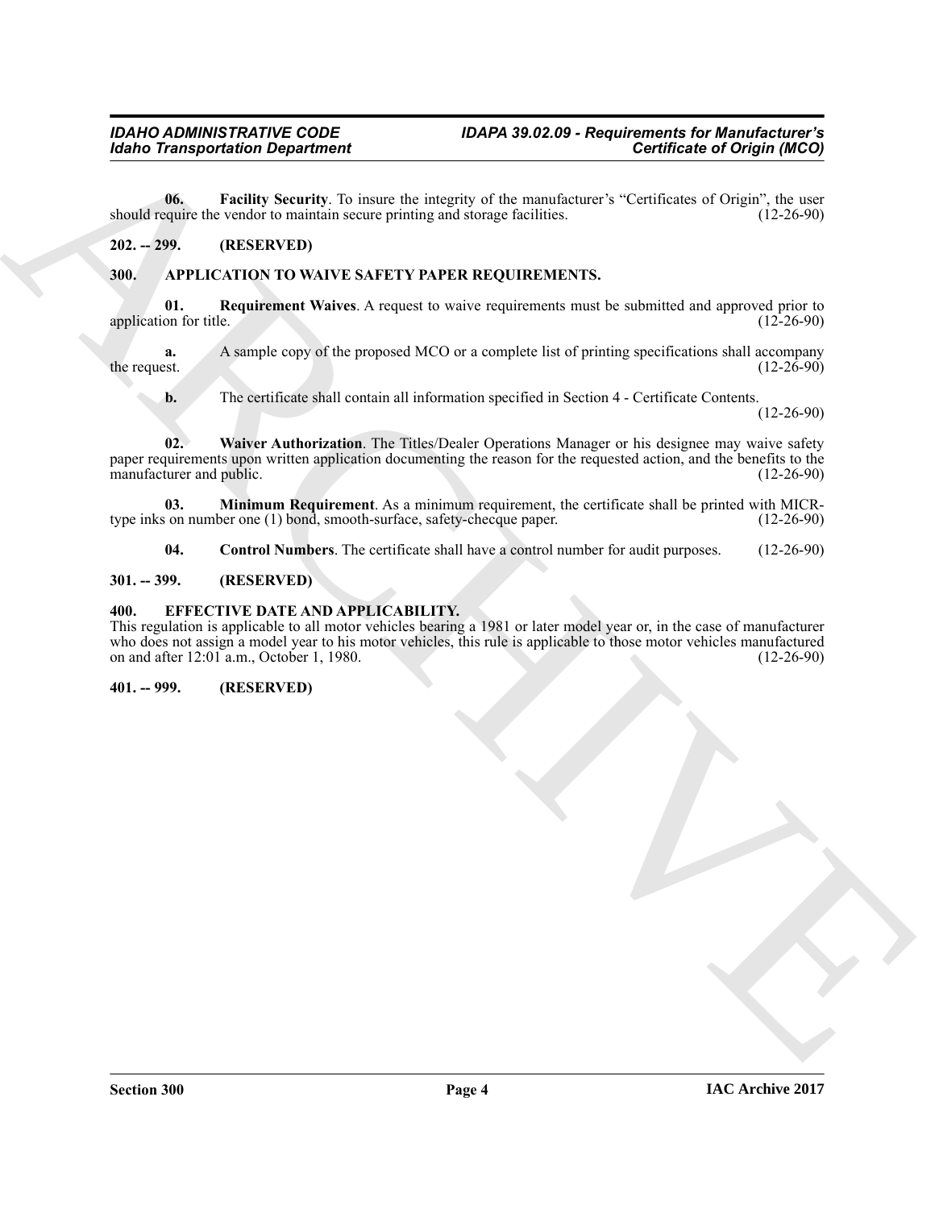**06. Facility Security**. To insure the integrity of the manufacturer's "Certificates of Origin", the user should require the vendor to maintain secure printing and storage facilities. (12-26-90)

**202. -- 299. (RESERVED)**

**300. APPLICATION TO WAIVE SAFETY PAPER REQUIREMENTS.**

**01. Requirement Waives**. A request to waive requirements must be submitted and approved prior to application for title. (12-26-90)

**a.** A sample copy of the proposed MCO or a complete list of printing specifications shall accompany the request. (12-26-90)

**b.** The certificate shall contain all information specified in Section 4 - Certificate Contents. (12-26-90)

**02. Waiver Authorization**. The Titles/Dealer Operations Manager or his designee may waive safety paper requirements upon written application documenting the reason for the requested action, and the benefits to the manufacturer and public. (12-26-90)

**03. Minimum Requirement**. As a minimum requirement, the certificate shall be printed with MICR-type inks on number one (1) bond, smooth-surface, safety-checque paper. (12-26-90)

**04. Control Numbers**. The certificate shall have a control number for audit purposes. (12-26-90)

**301. -- 399. (RESERVED)**

**400. EFFECTIVE DATE AND APPLICABILITY.**

This regulation is applicable to all motor vehicles bearing a 1981 or later model year or, in the case of manufacturer who does not assign a model year to his motor vehicles, this rule is applicable to those motor vehicles manufactured on and after 12:01 a.m., October 1, 1980. (12-26-90)

**401. -- 999. (RESERVED)**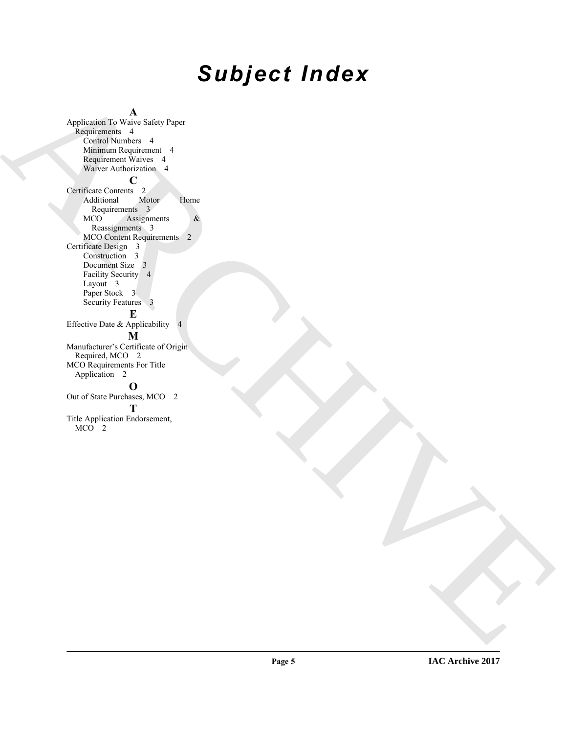# *Subject Index*

**A**

Application To Waive Safety Paper Requirements 4
- Control Numbers 4
- Minimum Requirement 4
- Requirement Waives 4
- Waiver Authorization 4

**C**

Certificate Contents 2
- Additional Motor Home Requirements 3
- MCO Assignments & Reassignments 3
- MCO Content Requirements 2

Certificate Design 3
- Construction 3
- Document Size 3
- Facility Security 4
- Layout 3
- Paper Stock 3
- Security Features 3

**E**

Effective Date & Applicability 4

**M**

Manufacturer's Certificate of Origin Required, MCO 2

MCO Requirements For Title Application 2

**O**

Out of State Purchases, MCO 2

**T**

Title Application Endorsement, MCO 2